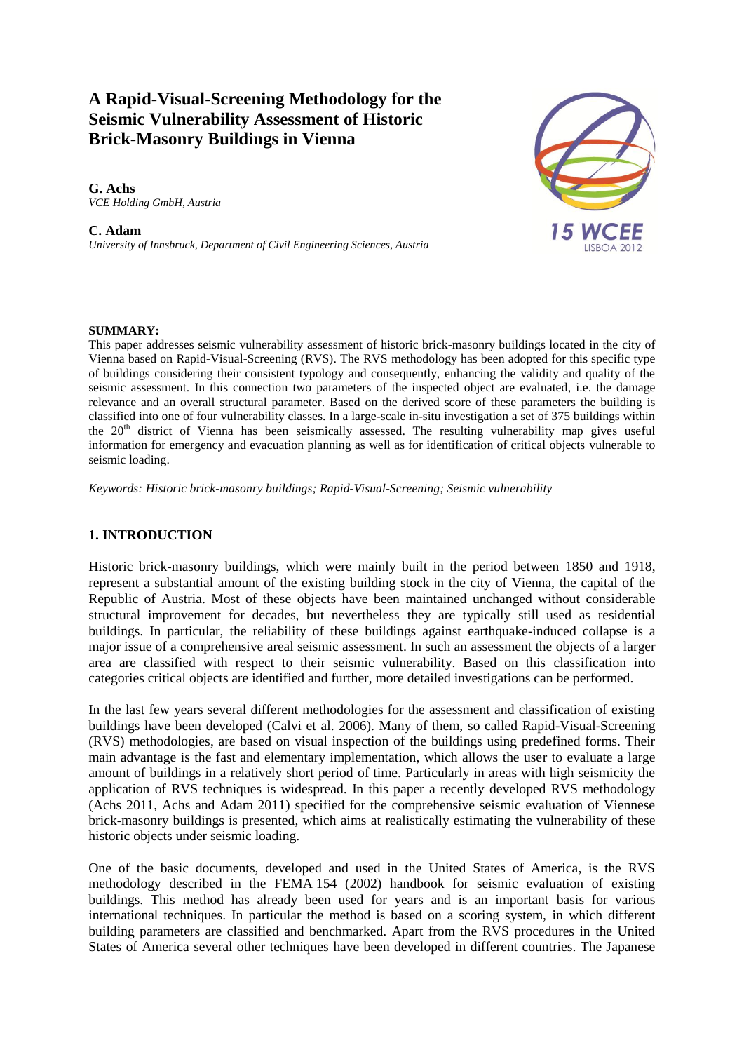# A Rapid-Visual-Screening Methodology for the Seismic Vulnerability Assessment of Historic Brick-Masonry Buildings in Vienna

**G. Achs**
*VCE Holding GmbH, Austria*

**C. Adam**
*University of Innsbruck, Department of Civil Engineering Sciences, Austria*

**SUMMARY:**
This paper addresses seismic vulnerability assessment of historic brick-masonry buildings located in the city of Vienna based on Rapid-Visual-Screening (RVS). The RVS methodology has been adopted for this specific type of buildings considering their consistent typology and consequently, enhancing the validity and quality of the seismic assessment. In this connection two parameters of the inspected object are evaluated, i.e. the damage relevance and an overall structural parameter. Based on the derived score of these parameters the building is classified into one of four vulnerability classes. In a large-scale in-situ investigation a set of 375 buildings within the 20th district of Vienna has been seismically assessed. The resulting vulnerability map gives useful information for emergency and evacuation planning as well as for identification of critical objects vulnerable to seismic loading.

*Keywords: Historic brick-masonry buildings; Rapid-Visual-Screening; Seismic vulnerability*

## 1. INTRODUCTION

Historic brick-masonry buildings, which were mainly built in the period between 1850 and 1918, represent a substantial amount of the existing building stock in the city of Vienna, the capital of the Republic of Austria. Most of these objects have been maintained unchanged without considerable structural improvement for decades, but nevertheless they are typically still used as residential buildings. In particular, the reliability of these buildings against earthquake-induced collapse is a major issue of a comprehensive areal seismic assessment. In such an assessment the objects of a larger area are classified with respect to their seismic vulnerability. Based on this classification into categories critical objects are identified and further, more detailed investigations can be performed.

In the last few years several different methodologies for the assessment and classification of existing buildings have been developed (Calvi et al. 2006). Many of them, so called Rapid-Visual-Screening (RVS) methodologies, are based on visual inspection of the buildings using predefined forms. Their main advantage is the fast and elementary implementation, which allows the user to evaluate a large amount of buildings in a relatively short period of time. Particularly in areas with high seismicity the application of RVS techniques is widespread. In this paper a recently developed RVS methodology (Achs 2011, Achs and Adam 2011) specified for the comprehensive seismic evaluation of Viennese brick-masonry buildings is presented, which aims at realistically estimating the vulnerability of these historic objects under seismic loading.

One of the basic documents, developed and used in the United States of America, is the RVS methodology described in the FEMA 154 (2002) handbook for seismic evaluation of existing buildings. This method has already been used for years and is an important basis for various international techniques. In particular the method is based on a scoring system, in which different building parameters are classified and benchmarked. Apart from the RVS procedures in the United States of America several other techniques have been developed in different countries. The Japanese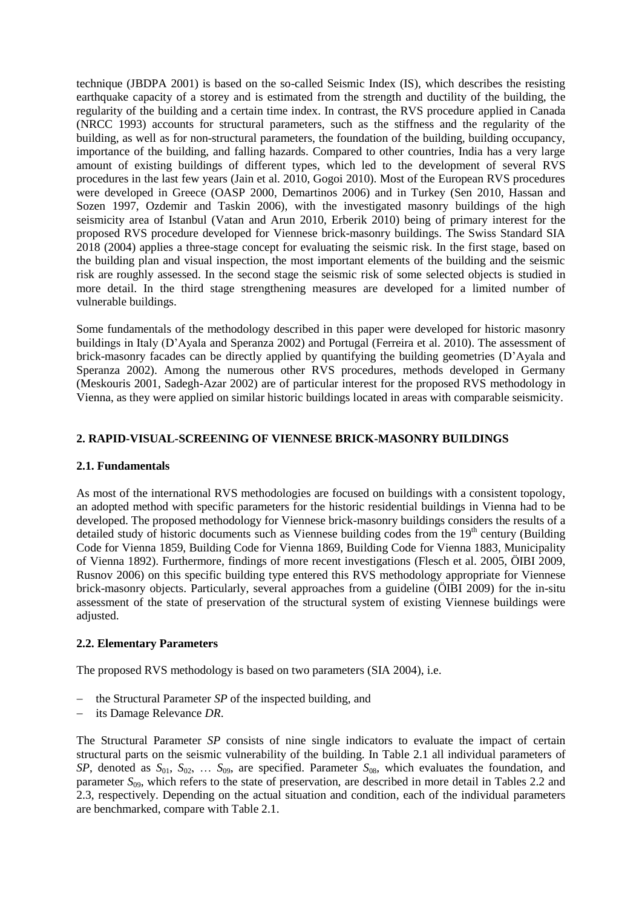technique (JBDPA 2001) is based on the so-called Seismic Index (IS), which describes the resisting earthquake capacity of a storey and is estimated from the strength and ductility of the building, the regularity of the building and a certain time index. In contrast, the RVS procedure applied in Canada (NRCC 1993) accounts for structural parameters, such as the stiffness and the regularity of the building, as well as for non-structural parameters, the foundation of the building, building occupancy, importance of the building, and falling hazards. Compared to other countries, India has a very large amount of existing buildings of different types, which led to the development of several RVS procedures in the last few years (Jain et al. 2010, Gogoi 2010). Most of the European RVS procedures were developed in Greece (OASP 2000, Demartinos 2006) and in Turkey (Sen 2010, Hassan and Sozen 1997, Ozdemir and Taskin 2006), with the investigated masonry buildings of the high seismicity area of Istanbul (Vatan and Arun 2010, Erberik 2010) being of primary interest for the proposed RVS procedure developed for Viennese brick-masonry buildings. The Swiss Standard SIA 2018 (2004) applies a three-stage concept for evaluating the seismic risk. In the first stage, based on the building plan and visual inspection, the most important elements of the building and the seismic risk are roughly assessed. In the second stage the seismic risk of some selected objects is studied in more detail. In the third stage strengthening measures are developed for a limited number of vulnerable buildings.

Some fundamentals of the methodology described in this paper were developed for historic masonry buildings in Italy (D'Ayala and Speranza 2002) and Portugal (Ferreira et al. 2010). The assessment of brick-masonry facades can be directly applied by quantifying the building geometries (D'Ayala and Speranza 2002). Among the numerous other RVS procedures, methods developed in Germany (Meskouris 2001, Sadegh-Azar 2002) are of particular interest for the proposed RVS methodology in Vienna, as they were applied on similar historic buildings located in areas with comparable seismicity.

## 2. RAPID-VISUAL-SCREENING OF VIENNESE BRICK-MASONRY BUILDINGS

### 2.1. Fundamentals

As most of the international RVS methodologies are focused on buildings with a consistent topology, an adopted method with specific parameters for the historic residential buildings in Vienna had to be developed. The proposed methodology for Viennese brick-masonry buildings considers the results of a detailed study of historic documents such as Viennese building codes from the 19th century (Building Code for Vienna 1859, Building Code for Vienna 1869, Building Code for Vienna 1883, Municipality of Vienna 1892). Furthermore, findings of more recent investigations (Flesch et al. 2005, ÖIBI 2009, Rusnov 2006) on this specific building type entered this RVS methodology appropriate for Viennese brick-masonry objects. Particularly, several approaches from a guideline (ÖIBI 2009) for the in-situ assessment of the state of preservation of the structural system of existing Viennese buildings were adjusted.

### 2.2. Elementary Parameters

The proposed RVS methodology is based on two parameters (SIA 2004), i.e.

- the Structural Parameter *SP* of the inspected building, and
- its Damage Relevance *DR*.

The Structural Parameter *SP* consists of nine single indicators to evaluate the impact of certain structural parts on the seismic vulnerability of the building. In Table 2.1 all individual parameters of *SP*, denoted as $S_{01}$, $S_{02}$, … $S_{09}$, are specified. Parameter $S_{08}$, which evaluates the foundation, and parameter $S_{09}$, which refers to the state of preservation, are described in more detail in Tables 2.2 and 2.3, respectively. Depending on the actual situation and condition, each of the individual parameters are benchmarked, compare with Table 2.1.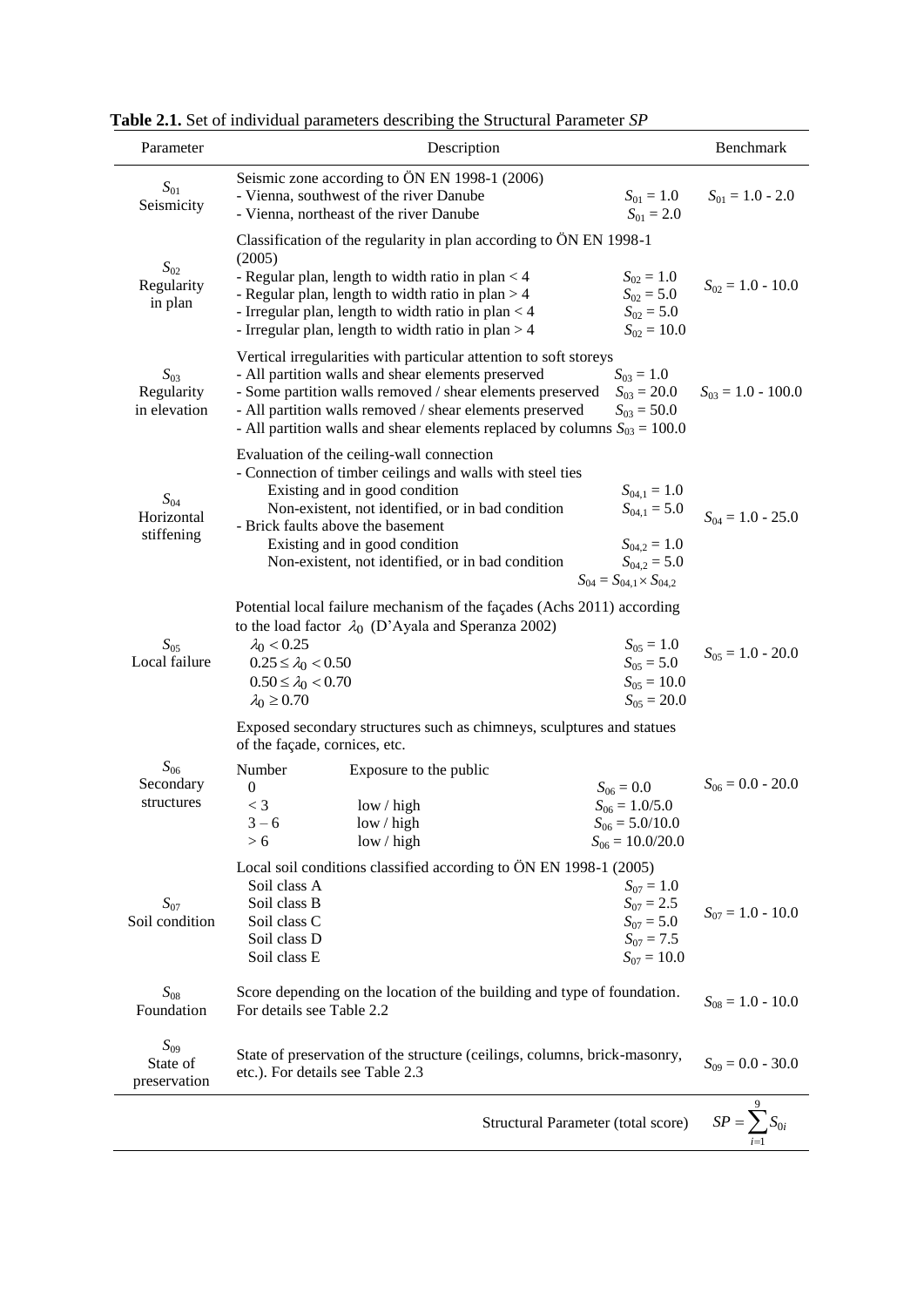**Table 2.1.** Set of individual parameters describing the Structural Parameter *SP*

| Parameter | Description | Benchmark |
|---|---|---|
| $S_{01}$ Seismicity | Seismic zone according to ÖN EN 1998-1 (2006)<br>- Vienna, southwest of the river Danube $S_{01} = 1.0$<br>- Vienna, northeast of the river Danube $S_{01} = 2.0$ | $S_{01} = 1.0$ - $2.0$ |
| $S_{02}$ Regularity in plan | Classification of the regularity in plan according to ÖN EN 1998-1 (2005)<br>- Regular plan, length to width ratio in plan < 4 $S_{02} = 1.0$<br>- Regular plan, length to width ratio in plan > 4 $S_{02} = 5.0$<br>- Irregular plan, length to width ratio in plan < 4 $S_{02} = 5.0$<br>- Irregular plan, length to width ratio in plan > 4 $S_{02} = 10.0$ | $S_{02} = 1.0$ - $10.0$ |
| $S_{03}$ Regularity in elevation | Vertical irregularities with particular attention to soft storeys<br>- All partition walls and shear elements preserved $S_{03} = 1.0$<br>- Some partition walls removed / shear elements preserved $S_{03} = 20.0$<br>- All partition walls removed / shear elements preserved $S_{03} = 50.0$<br>- All partition walls and shear elements replaced by columns $S_{03} = 100.0$ | $S_{03} = 1.0$ - $100.0$ |
| $S_{04}$ Horizontal stiffening | Evaluation of the ceiling-wall connection<br>- Connection of timber ceilings and walls with steel ties<br>Existing and in good condition $S_{04,1} = 1.0$<br>Non-existent, not identified, or in bad condition $S_{04,1} = 5.0$<br>- Brick faults above the basement<br>Existing and in good condition $S_{04,2} = 1.0$<br>Non-existent, not identified, or in bad condition $S_{04,2} = 5.0$<br>$S_{04} = S_{04,1} \times S_{04,2}$ | $S_{04} = 1.0$ - $25.0$ |
| $S_{05}$ Local failure | Potential local failure mechanism of the façades (Achs 2011) according to the load factor $\lambda_0$ (D'Ayala and Speranza 2002)<br>$\lambda_0 < 0.25$ $S_{05} = 1.0$<br>$0.25 \leq \lambda_0 < 0.50$ $S_{05} = 5.0$<br>$0.50 \leq \lambda_0 < 0.70$ $S_{05} = 10.0$<br>$\lambda_0 \geq 0.70$ $S_{05} = 20.0$ | $S_{05} = 1.0$ - $20.0$ |
| $S_{06}$ Secondary structures | Exposed secondary structures such as chimneys, sculptures and statues of the façade, cornices, etc.<br>Number / Exposure to the public<br>0 $S_{06} = 0.0$<br>< 3 low / high $S_{06} = 1.0/5.0$<br>3 – 6 low / high $S_{06} = 5.0/10.0$<br>> 6 low / high $S_{06} = 10.0/20.0$ | $S_{06} = 0.0$ - $20.0$ |
| $S_{07}$ Soil condition | Local soil conditions classified according to ÖN EN 1998-1 (2005)<br>Soil class A $S_{07} = 1.0$<br>Soil class B $S_{07} = 2.5$<br>Soil class C $S_{07} = 5.0$<br>Soil class D $S_{07} = 7.5$<br>Soil class E $S_{07} = 10.0$ | $S_{07} = 1.0$ - $10.0$ |
| $S_{08}$ Foundation | Score depending on the location of the building and type of foundation. For details see Table 2.2 | $S_{08} = 1.0$ - $10.0$ |
| $S_{09}$ State of preservation | State of preservation of the structure (ceilings, columns, brick-masonry, etc.). For details see Table 2.3 | $S_{09} = 0.0$ - $30.0$ |
| | Structural Parameter (total score) | $SP = \sum_{i=1}^{9} S_{0i}$ |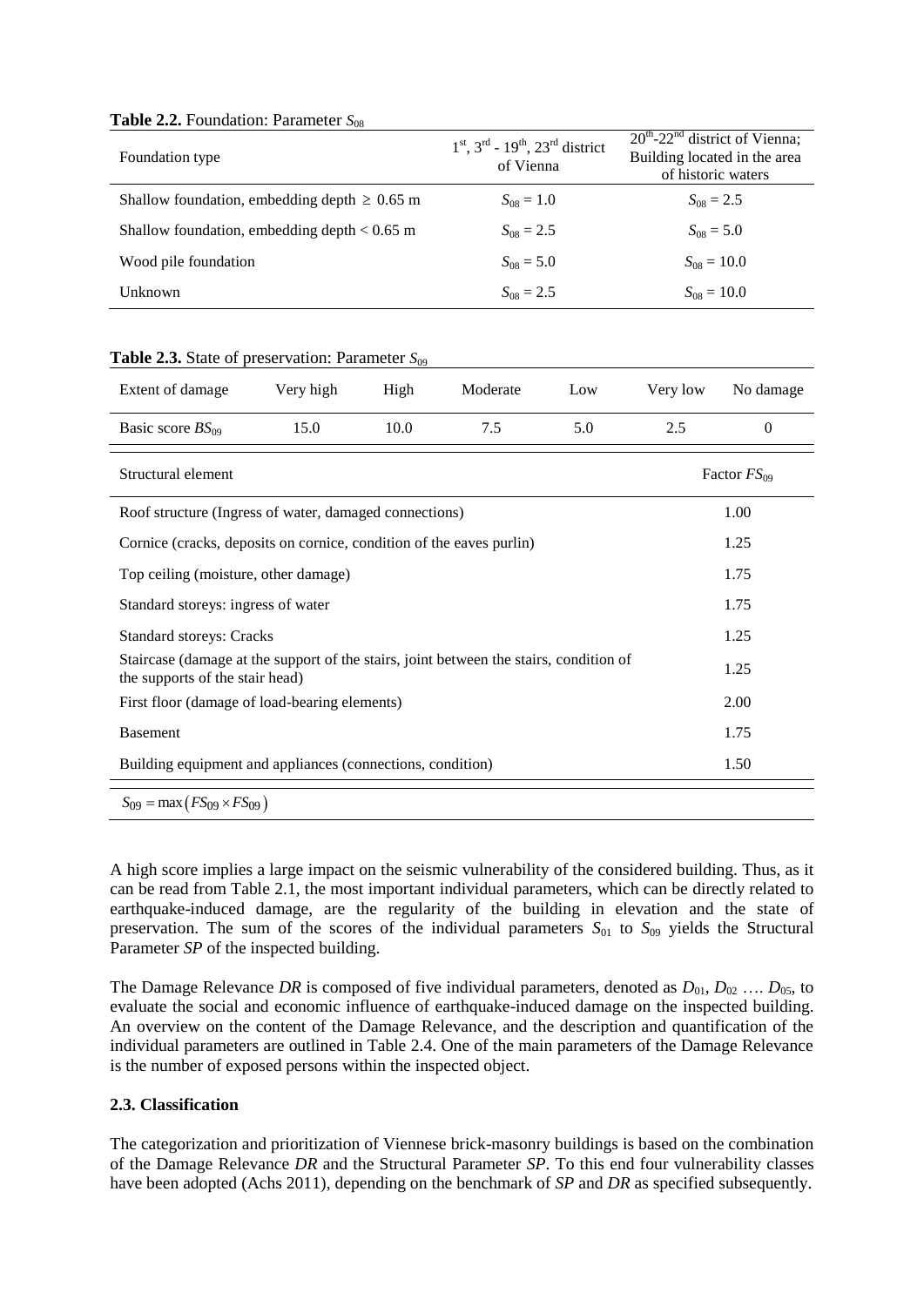**Table 2.2.** Foundation: Parameter $S_{08}$

| Foundation type | $1^{st}$, $3^{rd}$ - $19^{th}$, $23^{rd}$ district of Vienna | $20^{th}$-$22^{nd}$ district of Vienna; Building located in the area of historic waters |
|---|---|---|
| Shallow foundation, embedding depth $\geq$ 0.65 m | $S_{08} = 1.0$ | $S_{08} = 2.5$ |
| Shallow foundation, embedding depth < 0.65 m | $S_{08} = 2.5$ | $S_{08} = 5.0$ |
| Wood pile foundation | $S_{08} = 5.0$ | $S_{08} = 10.0$ |
| Unknown | $S_{08} = 2.5$ | $S_{08} = 10.0$ |

**Table 2.3.** State of preservation: Parameter $S_{09}$

| Extent of damage | Very high | High | Moderate | Low | Very low | No damage |
|---|---|---|---|---|---|---|
| Basic score $BS_{09}$ | 15.0 | 10.0 | 7.5 | 5.0 | 2.5 | 0 |

| Structural element | Factor $FS_{09}$ |
|---|---|
| Roof structure (Ingress of water, damaged connections) | 1.00 |
| Cornice (cracks, deposits on cornice, condition of the eaves purlin) | 1.25 |
| Top ceiling (moisture, other damage) | 1.75 |
| Standard storeys: ingress of water | 1.75 |
| Standard storeys: Cracks | 1.25 |
| Staircase (damage at the support of the stairs, joint between the stairs, condition of the supports of the stair head) | 1.25 |
| First floor (damage of load-bearing elements) | 2.00 |
| Basement | 1.75 |
| Building equipment and appliances (connections, condition) | 1.50 |

$S_{09} = \max\left(FS_{09} \times FS_{09}\right)$

A high score implies a large impact on the seismic vulnerability of the considered building. Thus, as it can be read from Table 2.1, the most important individual parameters, which can be directly related to earthquake-induced damage, are the regularity of the building in elevation and the state of preservation. The sum of the scores of the individual parameters $S_{01}$ to $S_{09}$ yields the Structural Parameter *SP* of the inspected building.

The Damage Relevance *DR* is composed of five individual parameters, denoted as $D_{01}$, $D_{02}$ …. $D_{05}$, to evaluate the social and economic influence of earthquake-induced damage on the inspected building. An overview on the content of the Damage Relevance, and the description and quantification of the individual parameters are outlined in Table 2.4. One of the main parameters of the Damage Relevance is the number of exposed persons within the inspected object.

### 2.3. Classification

The categorization and prioritization of Viennese brick-masonry buildings is based on the combination of the Damage Relevance *DR* and the Structural Parameter *SP*. To this end four vulnerability classes have been adopted (Achs 2011), depending on the benchmark of *SP* and *DR* as specified subsequently.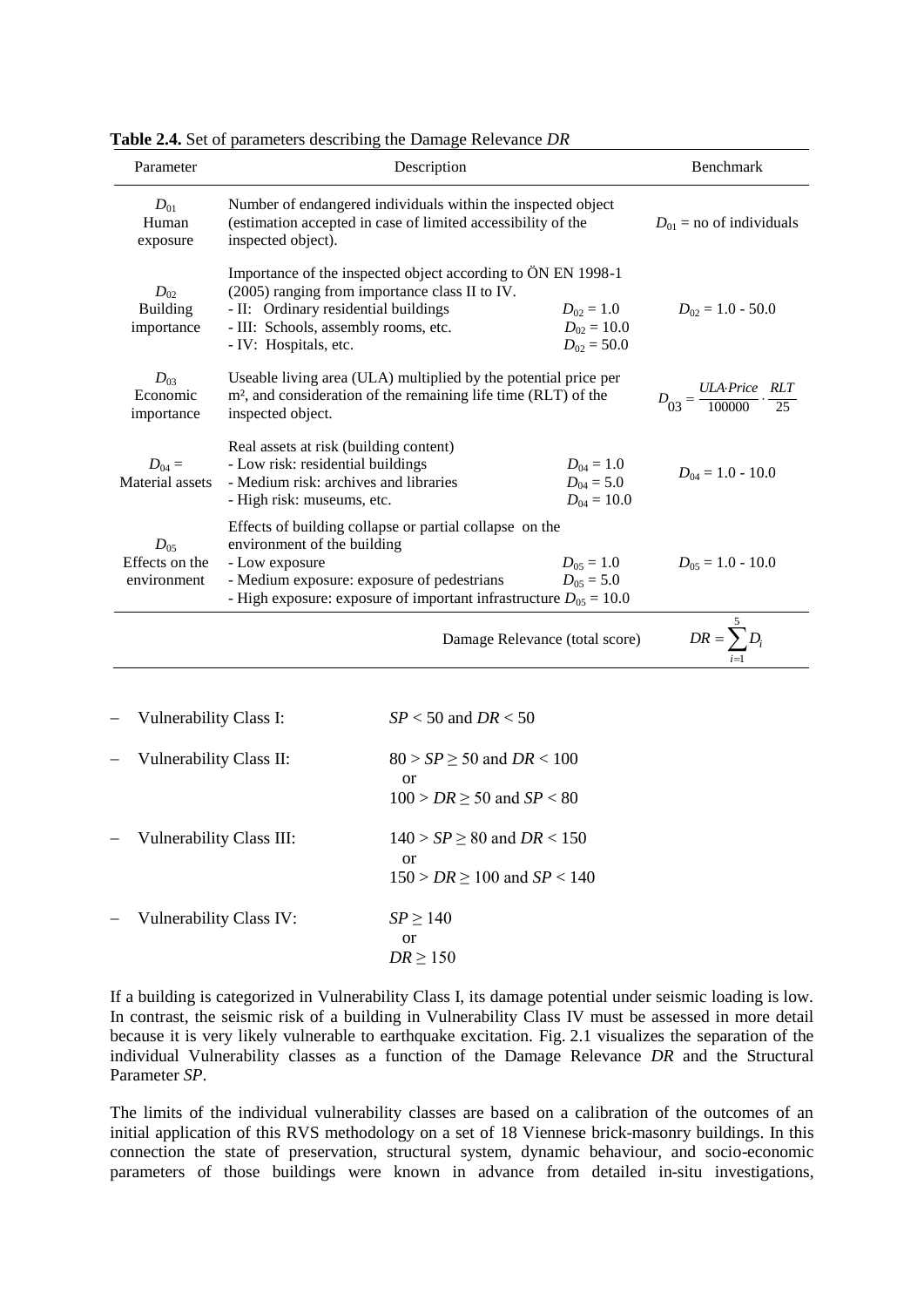**Table 2.4.** Set of parameters describing the Damage Relevance *DR*

| Parameter | Description | Benchmark |
|---|---|---|
| $D_{01}$ Human exposure | Number of endangered individuals within the inspected object (estimation accepted in case of limited accessibility of the inspected object). | $D_{01}$ = no of individuals |
| $D_{02}$ Building importance | Importance of the inspected object according to ÖN EN 1998-1 (2005) ranging from importance class II to IV.<br>- II: Ordinary residential buildings $D_{02} = 1.0$<br>- III: Schools, assembly rooms, etc. $D_{02} = 10.0$<br>- IV: Hospitals, etc. $D_{02} = 50.0$ | $D_{02} = 1.0 - 50.0$ |
| $D_{03}$ Economic importance | Useable living area (ULA) multiplied by the potential price per m², and consideration of the remaining life time (RLT) of the inspected object. | $D_{03} = \frac{ULA \cdot Price}{100000} \cdot \frac{RLT}{25}$ |
| $D_{04}$ = Material assets | Real assets at risk (building content)<br>- Low risk: residential buildings $D_{04} = 1.0$<br>- Medium risk: archives and libraries $D_{04} = 5.0$<br>- High risk: museums, etc. $D_{04} = 10.0$ | $D_{04} = 1.0 - 10.0$ |
| $D_{05}$ Effects on the environment | Effects of building collapse or partial collapse on the environment of the building<br>- Low exposure $D_{05} = 1.0$<br>- Medium exposure: exposure of pedestrians $D_{05} = 5.0$<br>- High exposure: exposure of important infrastructure $D_{05} = 10.0$ | $D_{05} = 1.0 - 10.0$ |
| | Damage Relevance (total score) | $DR = \sum_{i=1}^{5} D_i$ |

- Vulnerability Class I: $SP < 50$ and $DR < 50$
- Vulnerability Class II: $80 > SP \geq 50$ and $DR < 100$
  or
  $100 > DR \geq 50$ and $SP < 80$
- Vulnerability Class III: $140 > SP \geq 80$ and $DR < 150$
  or
  $150 > DR \geq 100$ and $SP < 140$
- Vulnerability Class IV: $SP \geq 140$
  or
  $DR \geq 150$

If a building is categorized in Vulnerability Class I, its damage potential under seismic loading is low. In contrast, the seismic risk of a building in Vulnerability Class IV must be assessed in more detail because it is very likely vulnerable to earthquake excitation. Fig. 2.1 visualizes the separation of the individual Vulnerability classes as a function of the Damage Relevance *DR* and the Structural Parameter *SP*.

The limits of the individual vulnerability classes are based on a calibration of the outcomes of an initial application of this RVS methodology on a set of 18 Viennese brick-masonry buildings. In this connection the state of preservation, structural system, dynamic behaviour, and socio-economic parameters of those buildings were known in advance from detailed in-situ investigations,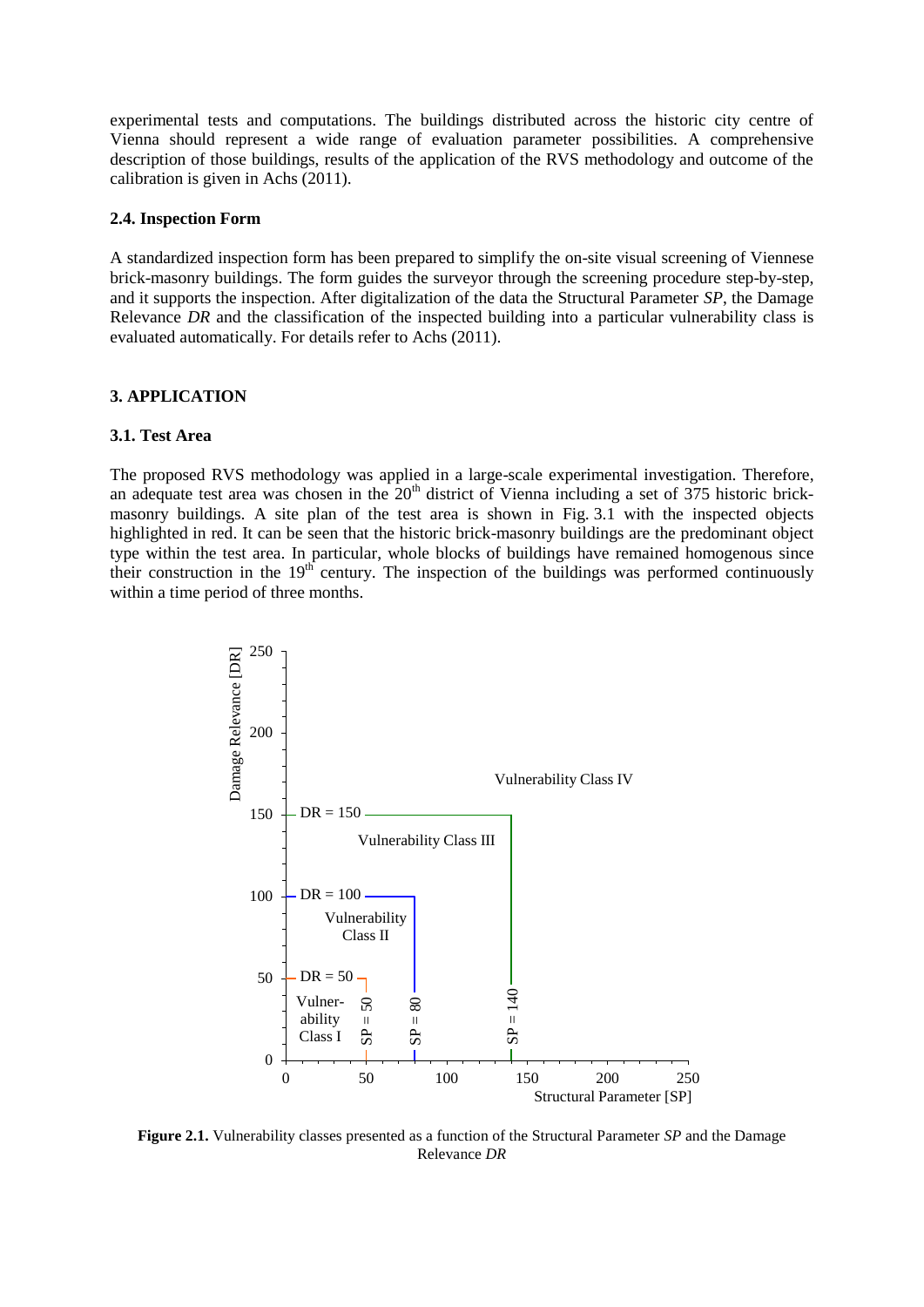experimental tests and computations. The buildings distributed across the historic city centre of Vienna should represent a wide range of evaluation parameter possibilities. A comprehensive description of those buildings, results of the application of the RVS methodology and outcome of the calibration is given in Achs (2011).

### 2.4. Inspection Form

A standardized inspection form has been prepared to simplify the on-site visual screening of Viennese brick-masonry buildings. The form guides the surveyor through the screening procedure step-by-step, and it supports the inspection. After digitalization of the data the Structural Parameter *SP*, the Damage Relevance *DR* and the classification of the inspected building into a particular vulnerability class is evaluated automatically. For details refer to Achs (2011).

## 3. APPLICATION

### 3.1. Test Area

The proposed RVS methodology was applied in a large-scale experimental investigation. Therefore, an adequate test area was chosen in the 20th district of Vienna including a set of 375 historic brick-masonry buildings. A site plan of the test area is shown in Fig. 3.1 with the inspected objects highlighted in red. It can be seen that the historic brick-masonry buildings are the predominant object type within the test area. In particular, whole blocks of buildings have remained homogenous since their construction in the 19th century. The inspection of the buildings was performed continuously within a time period of three months.

**Figure 2.1.** Vulnerability classes presented as a function of the Structural Parameter *SP* and the Damage Relevance *DR*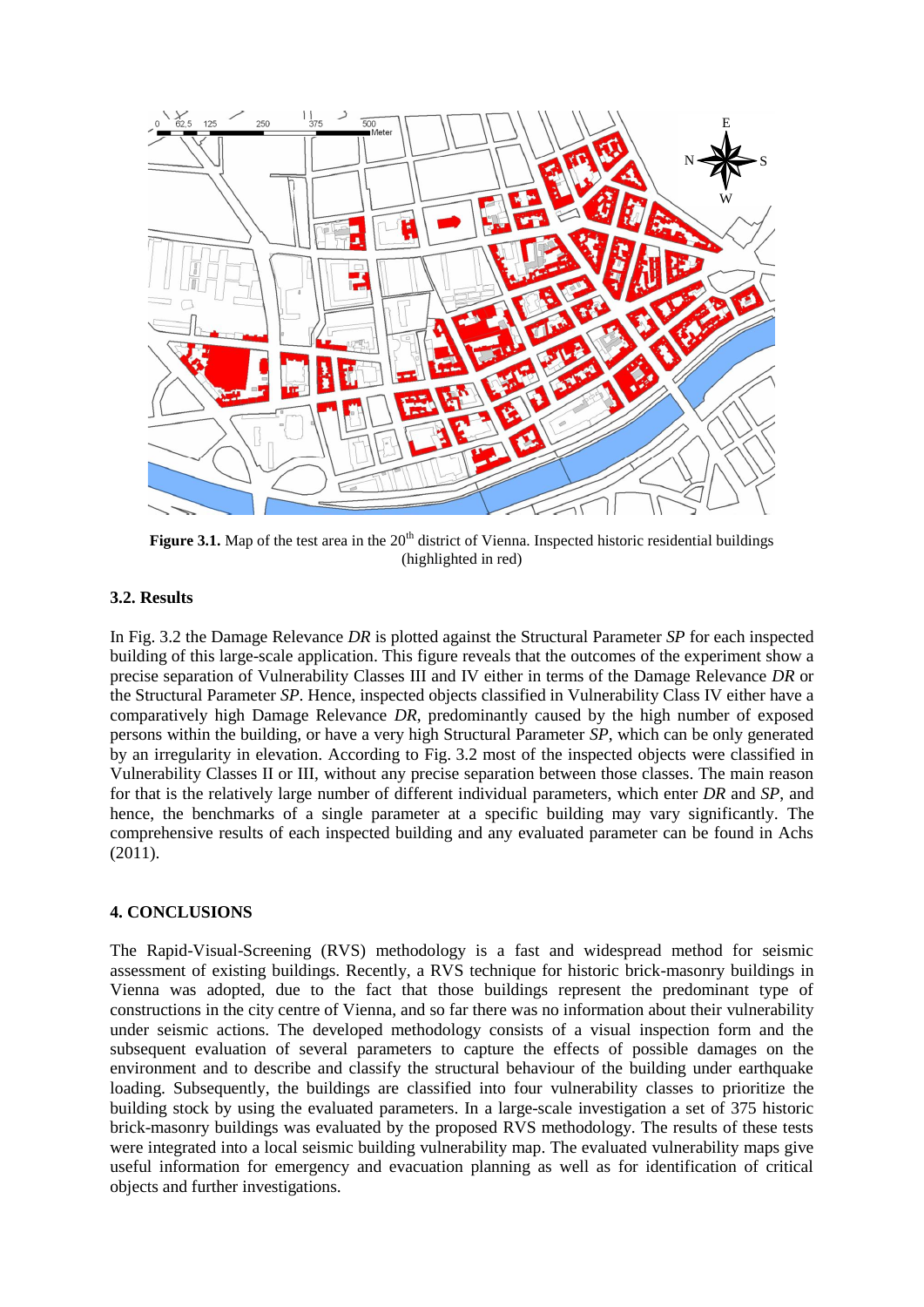**Figure 3.1.** Map of the test area in the 20[th] district of Vienna. Inspected historic residential buildings (highlighted in red)

### 3.2. Results

In Fig. 3.2 the Damage Relevance *DR* is plotted against the Structural Parameter *SP* for each inspected building of this large-scale application. This figure reveals that the outcomes of the experiment show a precise separation of Vulnerability Classes III and IV either in terms of the Damage Relevance *DR* or the Structural Parameter *SP*. Hence, inspected objects classified in Vulnerability Class IV either have a comparatively high Damage Relevance *DR*, predominantly caused by the high number of exposed persons within the building, or have a very high Structural Parameter *SP*, which can be only generated by an irregularity in elevation. According to Fig. 3.2 most of the inspected objects were classified in Vulnerability Classes II or III, without any precise separation between those classes. The main reason for that is the relatively large number of different individual parameters, which enter *DR* and *SP*, and hence, the benchmarks of a single parameter at a specific building may vary significantly. The comprehensive results of each inspected building and any evaluated parameter can be found in Achs (2011).

## 4. CONCLUSIONS

The Rapid-Visual-Screening (RVS) methodology is a fast and widespread method for seismic assessment of existing buildings. Recently, a RVS technique for historic brick-masonry buildings in Vienna was adopted, due to the fact that those buildings represent the predominant type of constructions in the city centre of Vienna, and so far there was no information about their vulnerability under seismic actions. The developed methodology consists of a visual inspection form and the subsequent evaluation of several parameters to capture the effects of possible damages on the environment and to describe and classify the structural behaviour of the building under earthquake loading. Subsequently, the buildings are classified into four vulnerability classes to prioritize the building stock by using the evaluated parameters. In a large-scale investigation a set of 375 historic brick-masonry buildings was evaluated by the proposed RVS methodology. The results of these tests were integrated into a local seismic building vulnerability map. The evaluated vulnerability maps give useful information for emergency and evacuation planning as well as for identification of critical objects and further investigations.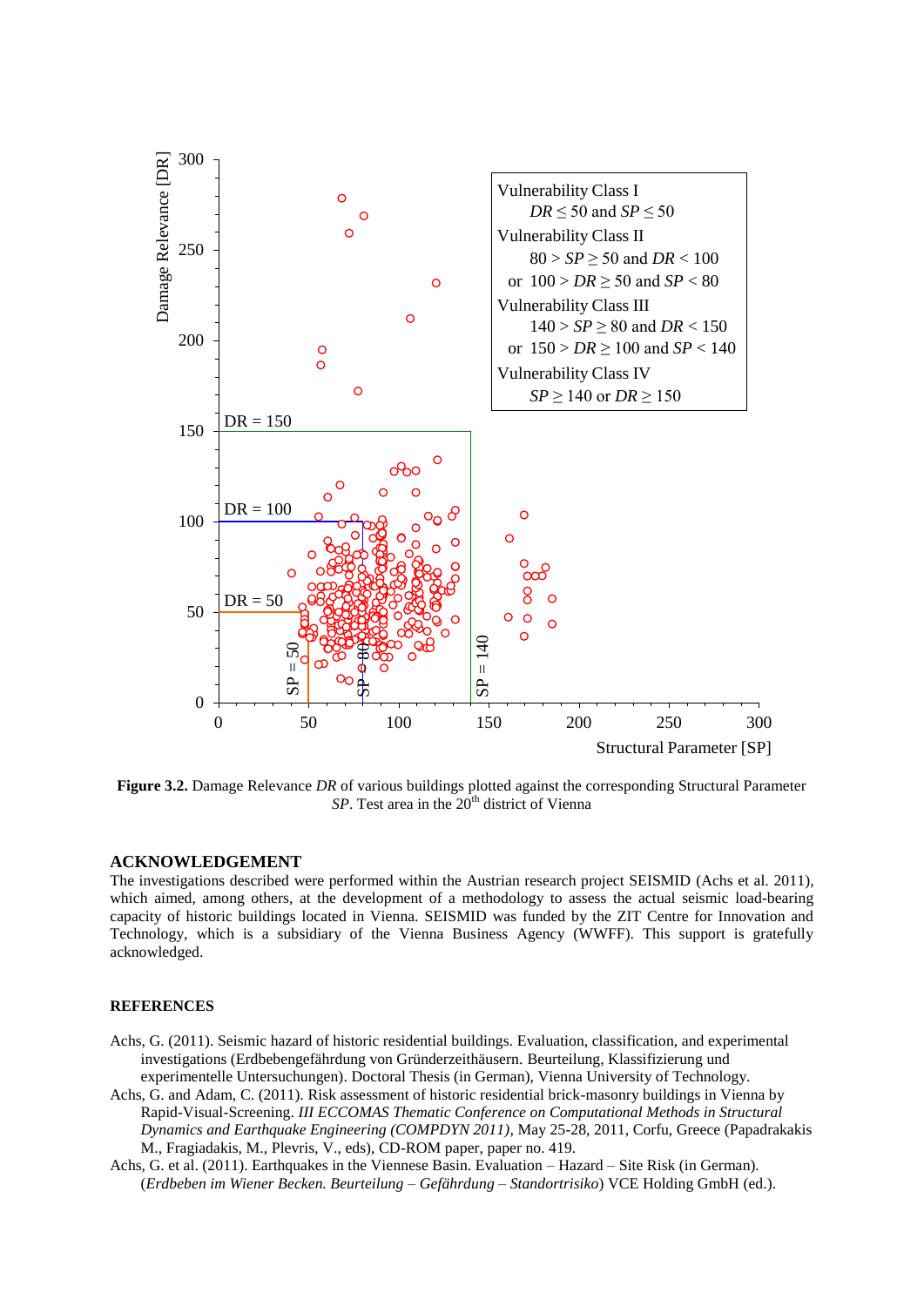Vulnerability Class I
$DR \leq 50$ and $SP \leq 50$
Vulnerability Class II
$80 > SP \geq 50$ and $DR < 100$
or $100 > DR \geq 50$ and $SP < 80$
Vulnerability Class III
$140 > SP \geq 80$ and $DR < 150$
or $150 > DR \geq 100$ and $SP < 140$
Vulnerability Class IV
$SP \geq 140$ or $DR \geq 150$

**Figure 3.2.** Damage Relevance *DR* of various buildings plotted against the corresponding Structural Parameter *SP*. Test area in the 20th district of Vienna

## ACKNOWLEDGEMENT

The investigations described were performed within the Austrian research project SEISMID (Achs et al. 2011), which aimed, among others, at the development of a methodology to assess the actual seismic load-bearing capacity of historic buildings located in Vienna. SEISMID was funded by the ZIT Centre for Innovation and Technology, which is a subsidiary of the Vienna Business Agency (WWFF). This support is gratefully acknowledged.

## REFERENCES

Achs, G. (2011). Seismic hazard of historic residential buildings. Evaluation, classification, and experimental investigations (Erdbebengefährdung von Gründerzeithäusern. Beurteilung, Klassifizierung und experimentelle Untersuchungen). Doctoral Thesis (in German), Vienna University of Technology.

Achs, G. and Adam, C. (2011). Risk assessment of historic residential brick-masonry buildings in Vienna by Rapid-Visual-Screening. *III ECCOMAS Thematic Conference on Computational Methods in Structural Dynamics and Earthquake Engineering (COMPDYN 2011)*, May 25-28, 2011, Corfu, Greece (Papadrakakis M., Fragiadakis, M., Plevris, V., eds), CD-ROM paper, paper no. 419.

Achs, G. et al. (2011). Earthquakes in the Viennese Basin. Evaluation – Hazard – Site Risk (in German). (*Erdbeben im Wiener Becken. Beurteilung – Gefährdung – Standortrisiko*) VCE Holding GmbH (ed.).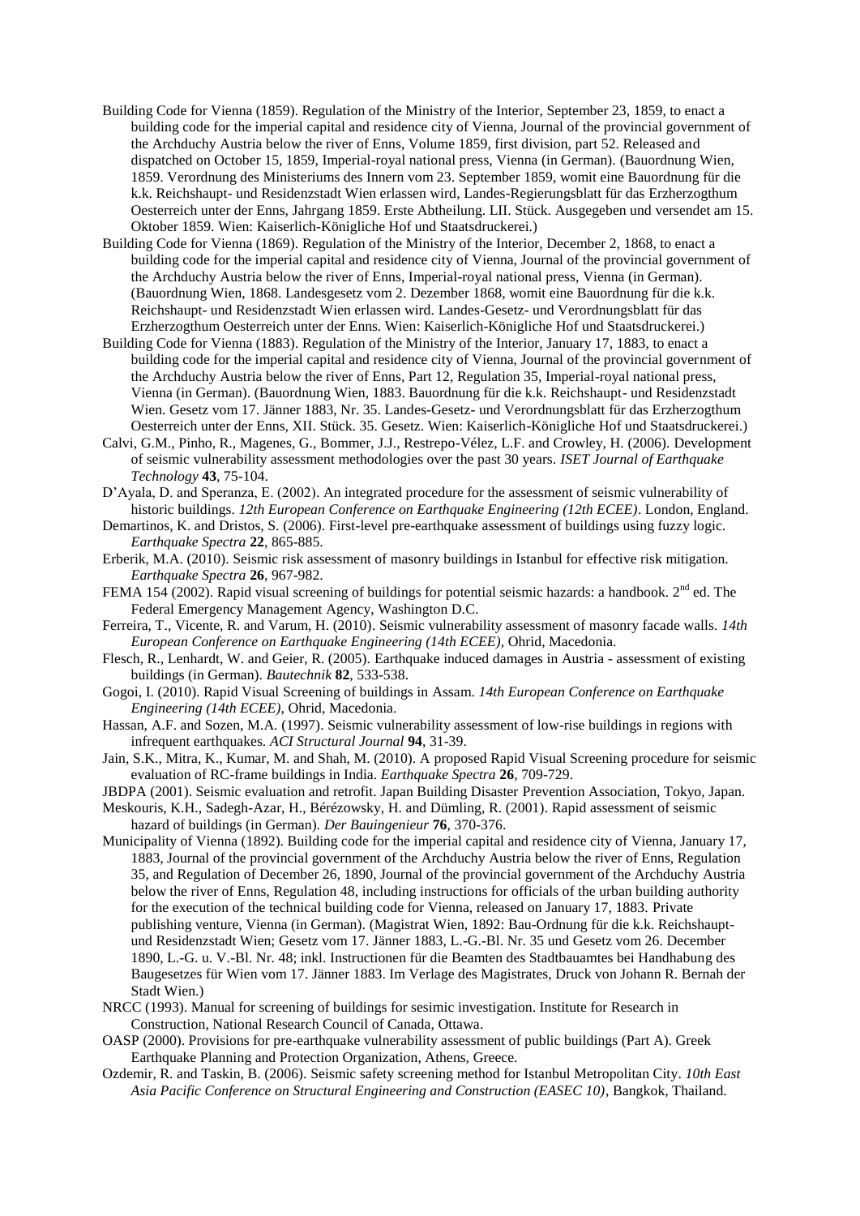Building Code for Vienna (1859). Regulation of the Ministry of the Interior, September 23, 1859, to enact a building code for the imperial capital and residence city of Vienna, Journal of the provincial government of the Archduchy Austria below the river of Enns, Volume 1859, first division, part 52. Released and dispatched on October 15, 1859, Imperial-royal national press, Vienna (in German). (Bauordnung Wien, 1859. Verordnung des Ministeriums des Innern vom 23. September 1859, womit eine Bauordnung für die k.k. Reichshaupt- und Residenzstadt Wien erlassen wird, Landes-Regierungsblatt für das Erzherzogthum Oesterreich unter der Enns, Jahrgang 1859. Erste Abtheilung. LII. Stück. Ausgegeben und versendet am 15. Oktober 1859. Wien: Kaiserlich-Königliche Hof und Staatsdruckerei.)

Building Code for Vienna (1869). Regulation of the Ministry of the Interior, December 2, 1868, to enact a building code for the imperial capital and residence city of Vienna, Journal of the provincial government of the Archduchy Austria below the river of Enns, Imperial-royal national press, Vienna (in German). (Bauordnung Wien, 1868. Landesgesetz vom 2. Dezember 1868, womit eine Bauordnung für die k.k. Reichshaupt- und Residenzstadt Wien erlassen wird. Landes-Gesetz- und Verordnungsblatt für das Erzherzogthum Oesterreich unter der Enns. Wien: Kaiserlich-Königliche Hof und Staatsdruckerei.)

Building Code for Vienna (1883). Regulation of the Ministry of the Interior, January 17, 1883, to enact a building code for the imperial capital and residence city of Vienna, Journal of the provincial government of the Archduchy Austria below the river of Enns, Part 12, Regulation 35, Imperial-royal national press, Vienna (in German). (Bauordnung Wien, 1883. Bauordnung für die k.k. Reichshaupt- und Residenzstadt Wien. Gesetz vom 17. Jänner 1883, Nr. 35. Landes-Gesetz- und Verordnungsblatt für das Erzherzogthum Oesterreich unter der Enns, XII. Stück. 35. Gesetz. Wien: Kaiserlich-Königliche Hof und Staatsdruckerei.)

Calvi, G.M., Pinho, R., Magenes, G., Bommer, J.J., Restrepo-Vélez, L.F. and Crowley, H. (2006). Development of seismic vulnerability assessment methodologies over the past 30 years. *ISET Journal of Earthquake Technology* **43**, 75-104.

D'Ayala, D. and Speranza, E. (2002). An integrated procedure for the assessment of seismic vulnerability of historic buildings. *12th European Conference on Earthquake Engineering (12th ECEE)*. London, England.

Demartinos, K. and Dristos, S. (2006). First-level pre-earthquake assessment of buildings using fuzzy logic. *Earthquake Spectra* **22**, 865-885.

Erberik, M.A. (2010). Seismic risk assessment of masonry buildings in Istanbul for effective risk mitigation. *Earthquake Spectra* **26**, 967-982.

FEMA 154 (2002). Rapid visual screening of buildings for potential seismic hazards: a handbook. 2nd ed. The Federal Emergency Management Agency, Washington D.C.

Ferreira, T., Vicente, R. and Varum, H. (2010). Seismic vulnerability assessment of masonry facade walls. *14th European Conference on Earthquake Engineering (14th ECEE)*, Ohrid, Macedonia.

Flesch, R., Lenhardt, W. and Geier, R. (2005). Earthquake induced damages in Austria - assessment of existing buildings (in German). *Bautechnik* **82**, 533-538.

Gogoi, I. (2010). Rapid Visual Screening of buildings in Assam. *14th European Conference on Earthquake Engineering (14th ECEE)*, Ohrid, Macedonia.

Hassan, A.F. and Sozen, M.A. (1997). Seismic vulnerability assessment of low-rise buildings in regions with infrequent earthquakes. *ACI Structural Journal* **94**, 31-39.

Jain, S.K., Mitra, K., Kumar, M. and Shah, M. (2010). A proposed Rapid Visual Screening procedure for seismic evaluation of RC-frame buildings in India. *Earthquake Spectra* **26**, 709-729.

JBDPA (2001). Seismic evaluation and retrofit. Japan Building Disaster Prevention Association, Tokyo, Japan.

Meskouris, K.H., Sadegh-Azar, H., Bérézowsky, H. and Dümling, R. (2001). Rapid assessment of seismic hazard of buildings (in German). *Der Bauingenieur* **76**, 370-376.

Municipality of Vienna (1892). Building code for the imperial capital and residence city of Vienna, January 17, 1883, Journal of the provincial government of the Archduchy Austria below the river of Enns, Regulation 35, and Regulation of December 26, 1890, Journal of the provincial government of the Archduchy Austria below the river of Enns, Regulation 48, including instructions for officials of the urban building authority for the execution of the technical building code for Vienna, released on January 17, 1883. Private publishing venture, Vienna (in German). (Magistrat Wien, 1892: Bau-Ordnung für die k.k. Reichshaupt- und Residenzstadt Wien; Gesetz vom 17. Jänner 1883, L.-G.-Bl. Nr. 35 und Gesetz vom 26. December 1890, L.-G. u. V.-Bl. Nr. 48; inkl. Instructionen für die Beamten des Stadtbauamtes bei Handhabung des Baugesetzes für Wien vom 17. Jänner 1883. Im Verlage des Magistrates, Druck von Johann R. Bernah der Stadt Wien.)

NRCC (1993). Manual for screening of buildings for sesimic investigation. Institute for Research in Construction, National Research Council of Canada, Ottawa.

OASP (2000). Provisions for pre-earthquake vulnerability assessment of public buildings (Part A). Greek Earthquake Planning and Protection Organization, Athens, Greece.

Ozdemir, R. and Taskin, B. (2006). Seismic safety screening method for Istanbul Metropolitan City. *10th East Asia Pacific Conference on Structural Engineering and Construction (EASEC 10)*, Bangkok, Thailand.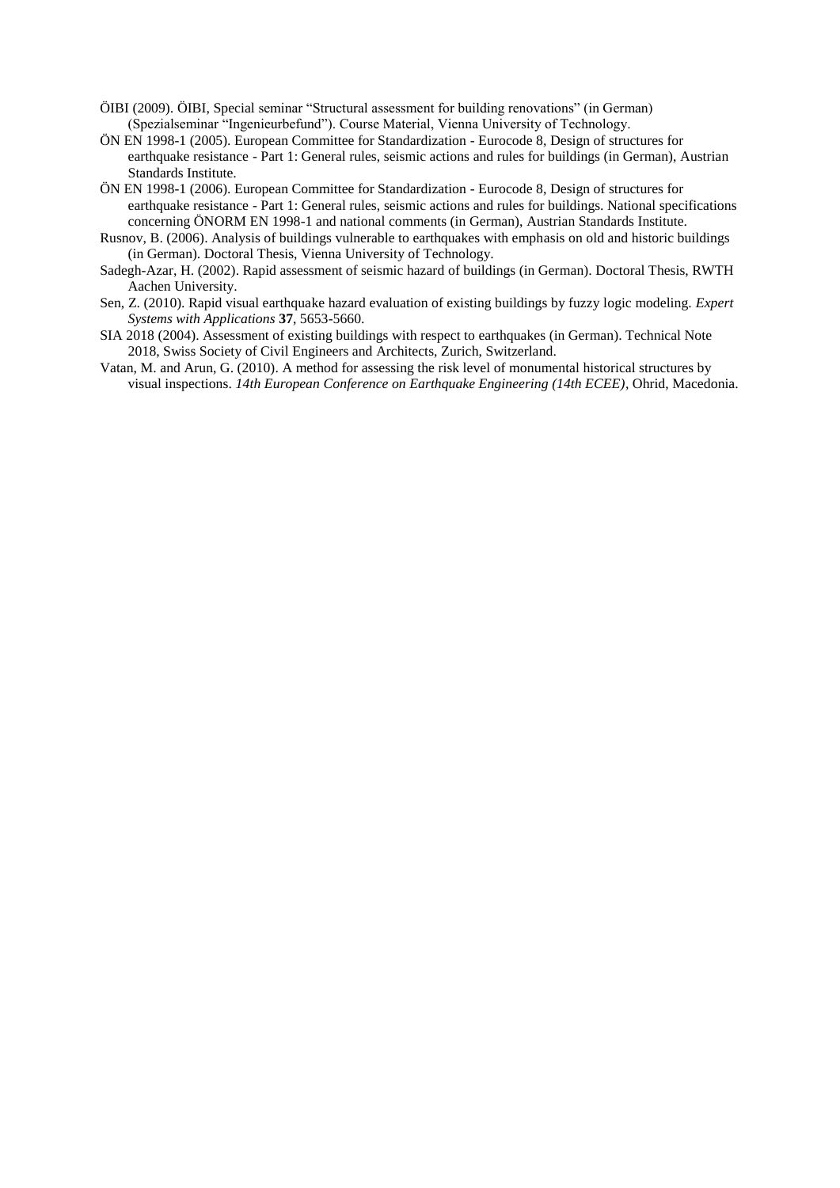ÖIBI (2009). ÖIBI, Special seminar "Structural assessment for building renovations" (in German) (Spezialseminar "Ingenieurbefund"). Course Material, Vienna University of Technology.

ÖN EN 1998-1 (2005). European Committee for Standardization - Eurocode 8, Design of structures for earthquake resistance - Part 1: General rules, seismic actions and rules for buildings (in German), Austrian Standards Institute.

ÖN EN 1998-1 (2006). European Committee for Standardization - Eurocode 8, Design of structures for earthquake resistance - Part 1: General rules, seismic actions and rules for buildings. National specifications concerning ÖNORM EN 1998-1 and national comments (in German), Austrian Standards Institute.

Rusnov, B. (2006). Analysis of buildings vulnerable to earthquakes with emphasis on old and historic buildings (in German). Doctoral Thesis, Vienna University of Technology.

Sadegh-Azar, H. (2002). Rapid assessment of seismic hazard of buildings (in German). Doctoral Thesis, RWTH Aachen University.

Sen, Z. (2010). Rapid visual earthquake hazard evaluation of existing buildings by fuzzy logic modeling. *Expert Systems with Applications* **37**, 5653-5660.

SIA 2018 (2004). Assessment of existing buildings with respect to earthquakes (in German). Technical Note 2018, Swiss Society of Civil Engineers and Architects, Zurich, Switzerland.

Vatan, M. and Arun, G. (2010). A method for assessing the risk level of monumental historical structures by visual inspections. *14th European Conference on Earthquake Engineering (14th ECEE)*, Ohrid, Macedonia.